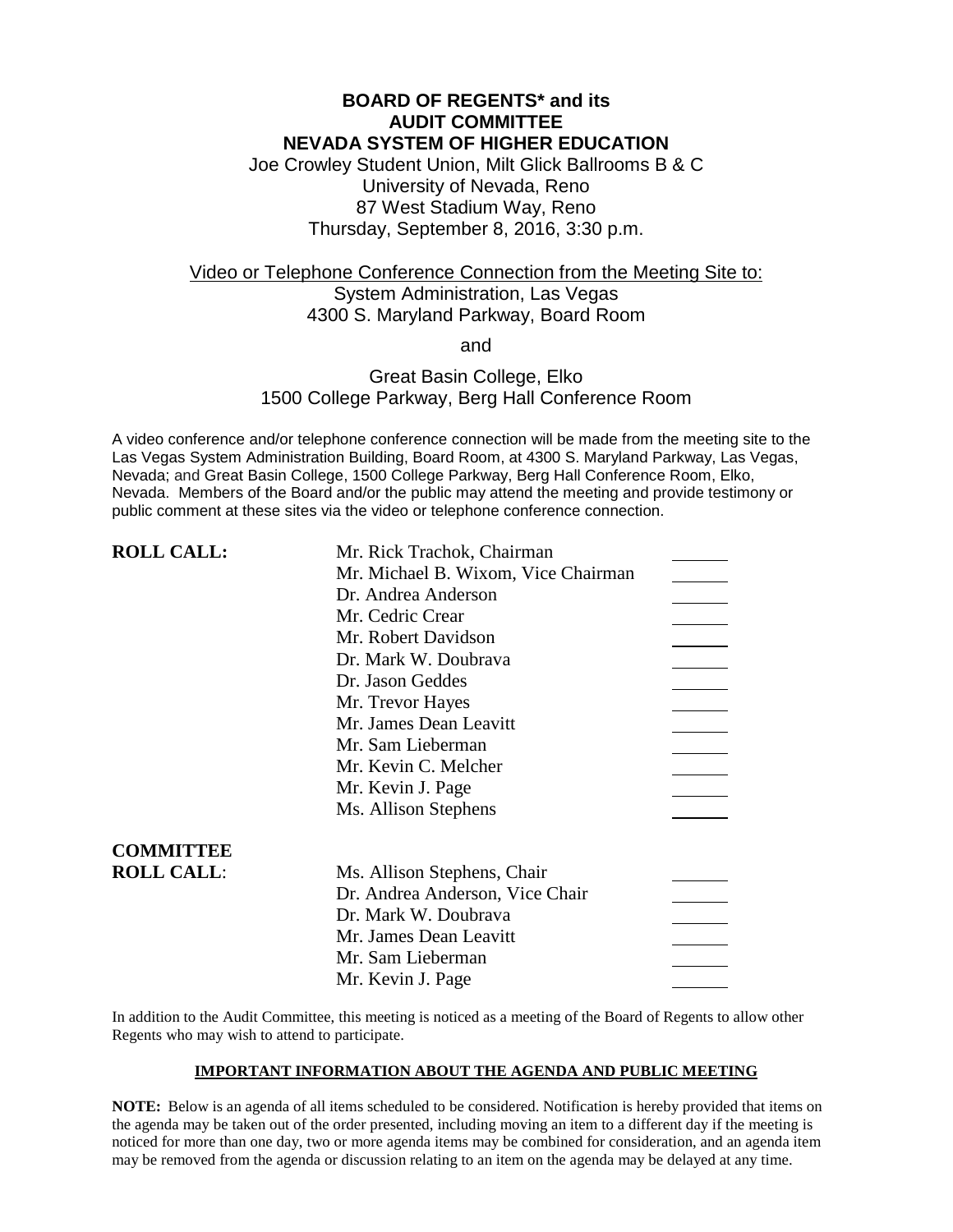# BOARD OF REGENTS* and its AUDIT COMMITTEE NEVADA SYSTEM OF HIGHER EDUCATION

Joe Crowley Student Union, Milt Glick Ballrooms B & C
University of Nevada, Reno
87 West Stadium Way, Reno
Thursday, September 8, 2016, 3:30 p.m.

Video or Telephone Conference Connection from the Meeting Site to:
System Administration, Las Vegas
4300 S. Maryland Parkway, Board Room

and

Great Basin College, Elko
1500 College Parkway, Berg Hall Conference Room

A video conference and/or telephone conference connection will be made from the meeting site to the Las Vegas System Administration Building, Board Room, at 4300 S. Maryland Parkway, Las Vegas, Nevada; and Great Basin College, 1500 College Parkway, Berg Hall Conference Room, Elko, Nevada. Members of the Board and/or the public may attend the meeting and provide testimony or public comment at these sites via the video or telephone conference connection.

**ROLL CALL:**

- Mr. Rick Trachok, Chairman ______
- Mr. Michael B. Wixom, Vice Chairman ______
- Dr. Andrea Anderson ______
- Mr. Cedric Crear ______
- Mr. Robert Davidson ______
- Dr. Mark W. Doubrava ______
- Dr. Jason Geddes ______
- Mr. Trevor Hayes ______
- Mr. James Dean Leavitt ______
- Mr. Sam Lieberman ______
- Mr. Kevin C. Melcher ______
- Mr. Kevin J. Page ______
- Ms. Allison Stephens ______

**COMMITTEE ROLL CALL:**

- Ms. Allison Stephens, Chair ______
- Dr. Andrea Anderson, Vice Chair ______
- Dr. Mark W. Doubrava ______
- Mr. James Dean Leavitt ______
- Mr. Sam Lieberman ______
- Mr. Kevin J. Page ______

In addition to the Audit Committee, this meeting is noticed as a meeting of the Board of Regents to allow other Regents who may wish to attend to participate.

**IMPORTANT INFORMATION ABOUT THE AGENDA AND PUBLIC MEETING**

**NOTE:** Below is an agenda of all items scheduled to be considered. Notification is hereby provided that items on the agenda may be taken out of the order presented, including moving an item to a different day if the meeting is noticed for more than one day, two or more agenda items may be combined for consideration, and an agenda item may be removed from the agenda or discussion relating to an item on the agenda may be delayed at any time.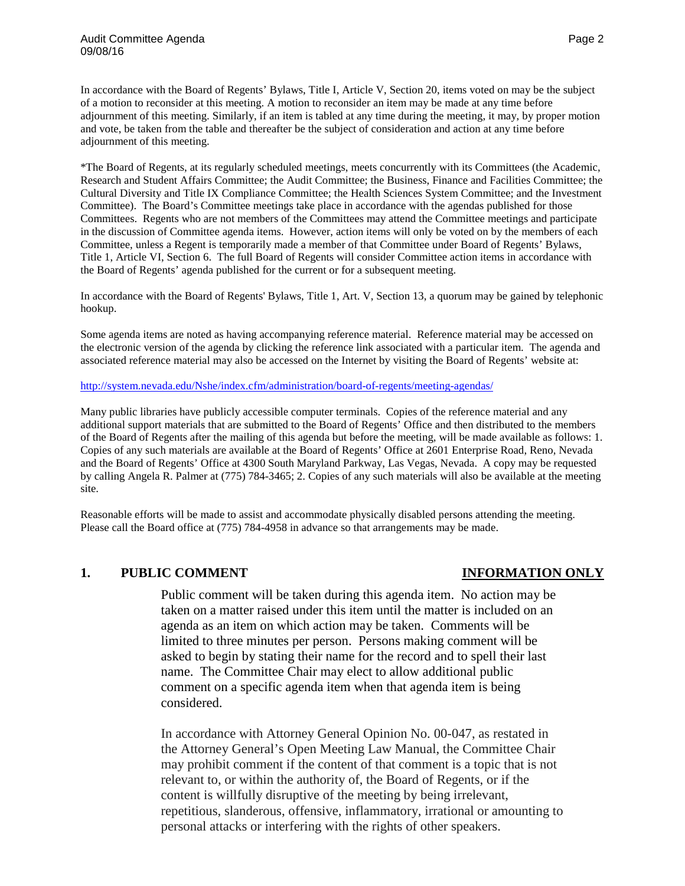In accordance with the Board of Regents' Bylaws, Title I, Article V, Section 20, items voted on may be the subject of a motion to reconsider at this meeting. A motion to reconsider an item may be made at any time before adjournment of this meeting. Similarly, if an item is tabled at any time during the meeting, it may, by proper motion and vote, be taken from the table and thereafter be the subject of consideration and action at any time before adjournment of this meeting.

*The Board of Regents, at its regularly scheduled meetings, meets concurrently with its Committees (the Academic, Research and Student Affairs Committee; the Audit Committee; the Business, Finance and Facilities Committee; the Cultural Diversity and Title IX Compliance Committee; the Health Sciences System Committee; and the Investment Committee). The Board's Committee meetings take place in accordance with the agendas published for those Committees. Regents who are not members of the Committees may attend the Committee meetings and participate in the discussion of Committee agenda items. However, action items will only be voted on by the members of each Committee, unless a Regent is temporarily made a member of that Committee under Board of Regents' Bylaws, Title 1, Article VI, Section 6. The full Board of Regents will consider Committee action items in accordance with the Board of Regents' agenda published for the current or for a subsequent meeting.

In accordance with the Board of Regents' Bylaws, Title 1, Art. V, Section 13, a quorum may be gained by telephonic hookup.

Some agenda items are noted as having accompanying reference material. Reference material may be accessed on the electronic version of the agenda by clicking the reference link associated with a particular item. The agenda and associated reference material may also be accessed on the Internet by visiting the Board of Regents' website at:

http://system.nevada.edu/Nshe/index.cfm/administration/board-of-regents/meeting-agendas/

Many public libraries have publicly accessible computer terminals. Copies of the reference material and any additional support materials that are submitted to the Board of Regents' Office and then distributed to the members of the Board of Regents after the mailing of this agenda but before the meeting, will be made available as follows: 1. Copies of any such materials are available at the Board of Regents' Office at 2601 Enterprise Road, Reno, Nevada and the Board of Regents' Office at 4300 South Maryland Parkway, Las Vegas, Nevada. A copy may be requested by calling Angela R. Palmer at (775) 784-3465; 2. Copies of any such materials will also be available at the meeting site.

Reasonable efforts will be made to assist and accommodate physically disabled persons attending the meeting. Please call the Board office at (775) 784-4958 in advance so that arrangements may be made.

## 1. PUBLIC COMMENT — INFORMATION ONLY

Public comment will be taken during this agenda item. No action may be taken on a matter raised under this item until the matter is included on an agenda as an item on which action may be taken. Comments will be limited to three minutes per person. Persons making comment will be asked to begin by stating their name for the record and to spell their last name. The Committee Chair may elect to allow additional public comment on a specific agenda item when that agenda item is being considered.

In accordance with Attorney General Opinion No. 00-047, as restated in the Attorney General's Open Meeting Law Manual, the Committee Chair may prohibit comment if the content of that comment is a topic that is not relevant to, or within the authority of, the Board of Regents, or if the content is willfully disruptive of the meeting by being irrelevant, repetitious, slanderous, offensive, inflammatory, irrational or amounting to personal attacks or interfering with the rights of other speakers.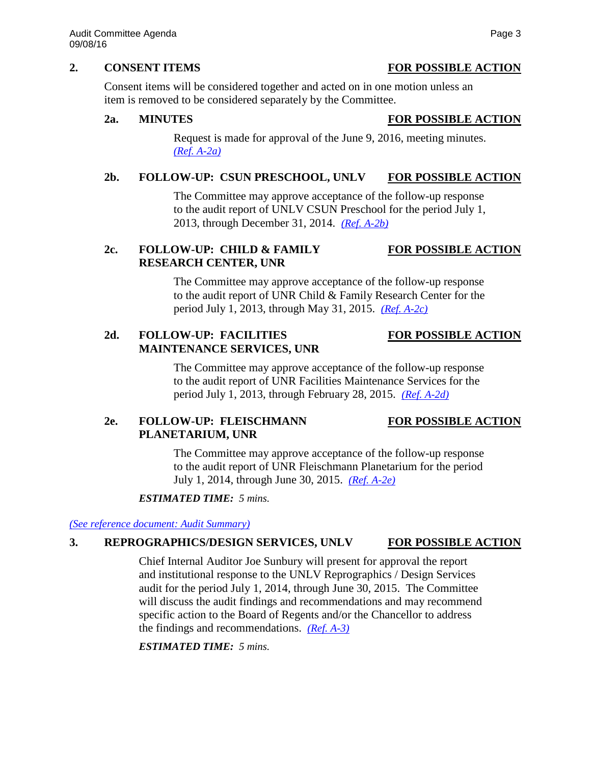## 2. CONSENT ITEMS — **FOR POSSIBLE ACTION**

Consent items will be considered together and acted on in one motion unless an item is removed to be considered separately by the Committee.

### 2a. MINUTES — **FOR POSSIBLE ACTION**

Request is made for approval of the June 9, 2016, meeting minutes. *(Ref. A-2a)*

### 2b. FOLLOW-UP: CSUN PRESCHOOL, UNLV — **FOR POSSIBLE ACTION**

The Committee may approve acceptance of the follow-up response to the audit report of UNLV CSUN Preschool for the period July 1, 2013, through December 31, 2014. *(Ref. A-2b)*

### 2c. FOLLOW-UP: CHILD & FAMILY RESEARCH CENTER, UNR — **FOR POSSIBLE ACTION**

The Committee may approve acceptance of the follow-up response to the audit report of UNR Child & Family Research Center for the period July 1, 2013, through May 31, 2015. *(Ref. A-2c)*

### 2d. FOLLOW-UP: FACILITIES MAINTENANCE SERVICES, UNR — **FOR POSSIBLE ACTION**

The Committee may approve acceptance of the follow-up response to the audit report of UNR Facilities Maintenance Services for the period July 1, 2013, through February 28, 2015. *(Ref. A-2d)*

### 2e. FOLLOW-UP: FLEISCHMANN PLANETARIUM, UNR — **FOR POSSIBLE ACTION**

The Committee may approve acceptance of the follow-up response to the audit report of UNR Fleischmann Planetarium for the period July 1, 2014, through June 30, 2015. *(Ref. A-2e)*

***ESTIMATED TIME:*** *5 mins.*

*(See reference document: Audit Summary)*

## 3. REPROGRAPHICS/DESIGN SERVICES, UNLV — **FOR POSSIBLE ACTION**

Chief Internal Auditor Joe Sunbury will present for approval the report and institutional response to the UNLV Reprographics / Design Services audit for the period July 1, 2014, through June 30, 2015. The Committee will discuss the audit findings and recommendations and may recommend specific action to the Board of Regents and/or the Chancellor to address the findings and recommendations. *(Ref. A-3)*

***ESTIMATED TIME:*** *5 mins.*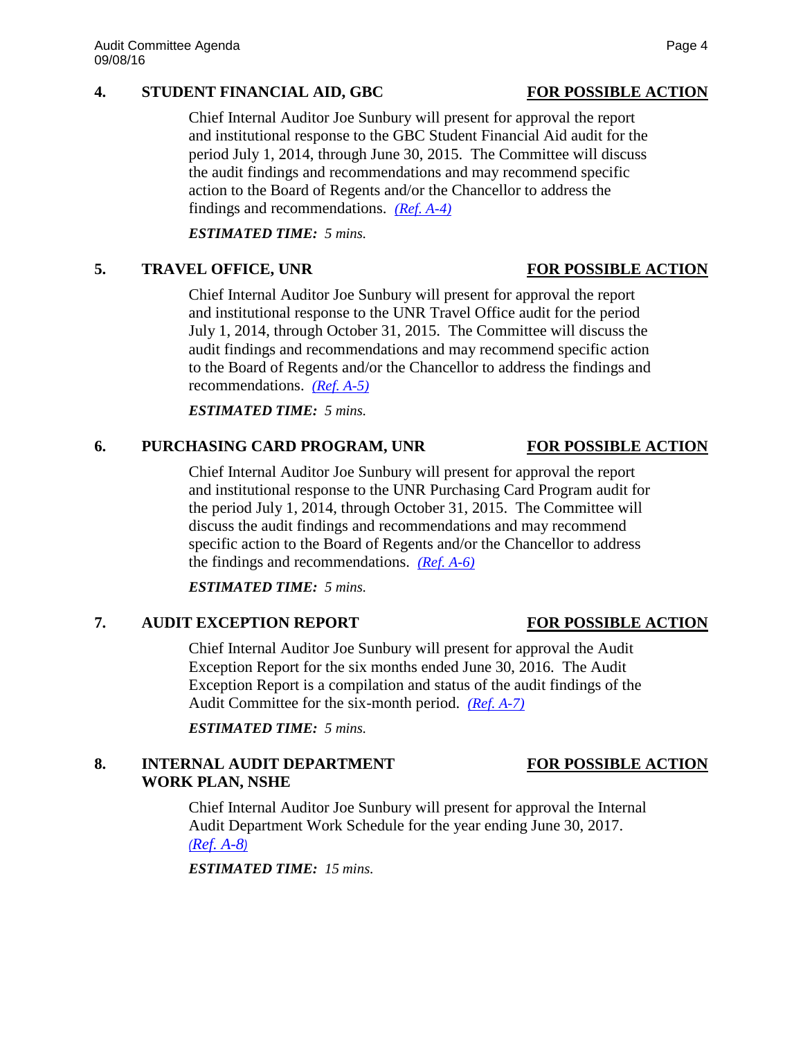**4. STUDENT FINANCIAL AID, GBC** **<u>FOR POSSIBLE ACTION</u>**

Chief Internal Auditor Joe Sunbury will present for approval the report and institutional response to the GBC Student Financial Aid audit for the period July 1, 2014, through June 30, 2015. The Committee will discuss the audit findings and recommendations and may recommend specific action to the Board of Regents and/or the Chancellor to address the findings and recommendations. *(Ref. A-4)*

***ESTIMATED TIME:*** *5 mins.*

**5. TRAVEL OFFICE, UNR** **<u>FOR POSSIBLE ACTION</u>**

Chief Internal Auditor Joe Sunbury will present for approval the report and institutional response to the UNR Travel Office audit for the period July 1, 2014, through October 31, 2015. The Committee will discuss the audit findings and recommendations and may recommend specific action to the Board of Regents and/or the Chancellor to address the findings and recommendations. *(Ref. A-5)*

***ESTIMATED TIME:*** *5 mins.*

**6. PURCHASING CARD PROGRAM, UNR** **<u>FOR POSSIBLE ACTION</u>**

Chief Internal Auditor Joe Sunbury will present for approval the report and institutional response to the UNR Purchasing Card Program audit for the period July 1, 2014, through October 31, 2015. The Committee will discuss the audit findings and recommendations and may recommend specific action to the Board of Regents and/or the Chancellor to address the findings and recommendations. *(Ref. A-6)*

***ESTIMATED TIME:*** *5 mins.*

**7. AUDIT EXCEPTION REPORT** **<u>FOR POSSIBLE ACTION</u>**

Chief Internal Auditor Joe Sunbury will present for approval the Audit Exception Report for the six months ended June 30, 2016. The Audit Exception Report is a compilation and status of the audit findings of the Audit Committee for the six-month period. *(Ref. A-7)*

***ESTIMATED TIME:*** *5 mins.*

**8. INTERNAL AUDIT DEPARTMENT WORK PLAN, NSHE** **<u>FOR POSSIBLE ACTION</u>**

Chief Internal Auditor Joe Sunbury will present for approval the Internal Audit Department Work Schedule for the year ending June 30, 2017. *(Ref. A-8)*

***ESTIMATED TIME:*** *15 mins.*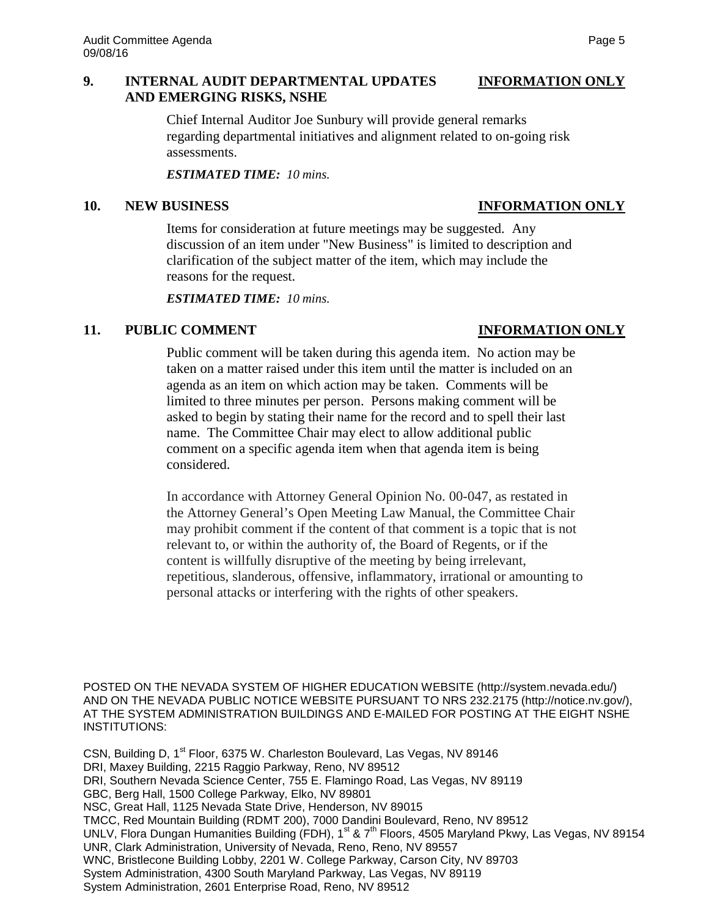**9. INTERNAL AUDIT DEPARTMENTAL UPDATES AND EMERGING RISKS, NSHE** **INFORMATION ONLY**

Chief Internal Auditor Joe Sunbury will provide general remarks regarding departmental initiatives and alignment related to on-going risk assessments.

***ESTIMATED TIME:*** *10 mins.*

**10. NEW BUSINESS** **INFORMATION ONLY**

Items for consideration at future meetings may be suggested. Any discussion of an item under "New Business" is limited to description and clarification of the subject matter of the item, which may include the reasons for the request.

***ESTIMATED TIME:*** *10 mins.*

**11. PUBLIC COMMENT** **INFORMATION ONLY**

Public comment will be taken during this agenda item. No action may be taken on a matter raised under this item until the matter is included on an agenda as an item on which action may be taken. Comments will be limited to three minutes per person. Persons making comment will be asked to begin by stating their name for the record and to spell their last name. The Committee Chair may elect to allow additional public comment on a specific agenda item when that agenda item is being considered.

In accordance with Attorney General Opinion No. 00-047, as restated in the Attorney General's Open Meeting Law Manual, the Committee Chair may prohibit comment if the content of that comment is a topic that is not relevant to, or within the authority of, the Board of Regents, or if the content is willfully disruptive of the meeting by being irrelevant, repetitious, slanderous, offensive, inflammatory, irrational or amounting to personal attacks or interfering with the rights of other speakers.

POSTED ON THE NEVADA SYSTEM OF HIGHER EDUCATION WEBSITE (http://system.nevada.edu/) AND ON THE NEVADA PUBLIC NOTICE WEBSITE PURSUANT TO NRS 232.2175 (http://notice.nv.gov/), AT THE SYSTEM ADMINISTRATION BUILDINGS AND E-MAILED FOR POSTING AT THE EIGHT NSHE INSTITUTIONS:

CSN, Building D, 1st Floor, 6375 W. Charleston Boulevard, Las Vegas, NV 89146
DRI, Maxey Building, 2215 Raggio Parkway, Reno, NV 89512
DRI, Southern Nevada Science Center, 755 E. Flamingo Road, Las Vegas, NV 89119
GBC, Berg Hall, 1500 College Parkway, Elko, NV 89801
NSC, Great Hall, 1125 Nevada State Drive, Henderson, NV 89015
TMCC, Red Mountain Building (RDMT 200), 7000 Dandini Boulevard, Reno, NV 89512
UNLV, Flora Dungan Humanities Building (FDH), 1st & 7th Floors, 4505 Maryland Pkwy, Las Vegas, NV 89154
UNR, Clark Administration, University of Nevada, Reno, Reno, NV 89557
WNC, Bristlecone Building Lobby, 2201 W. College Parkway, Carson City, NV 89703
System Administration, 4300 South Maryland Parkway, Las Vegas, NV 89119
System Administration, 2601 Enterprise Road, Reno, NV 89512